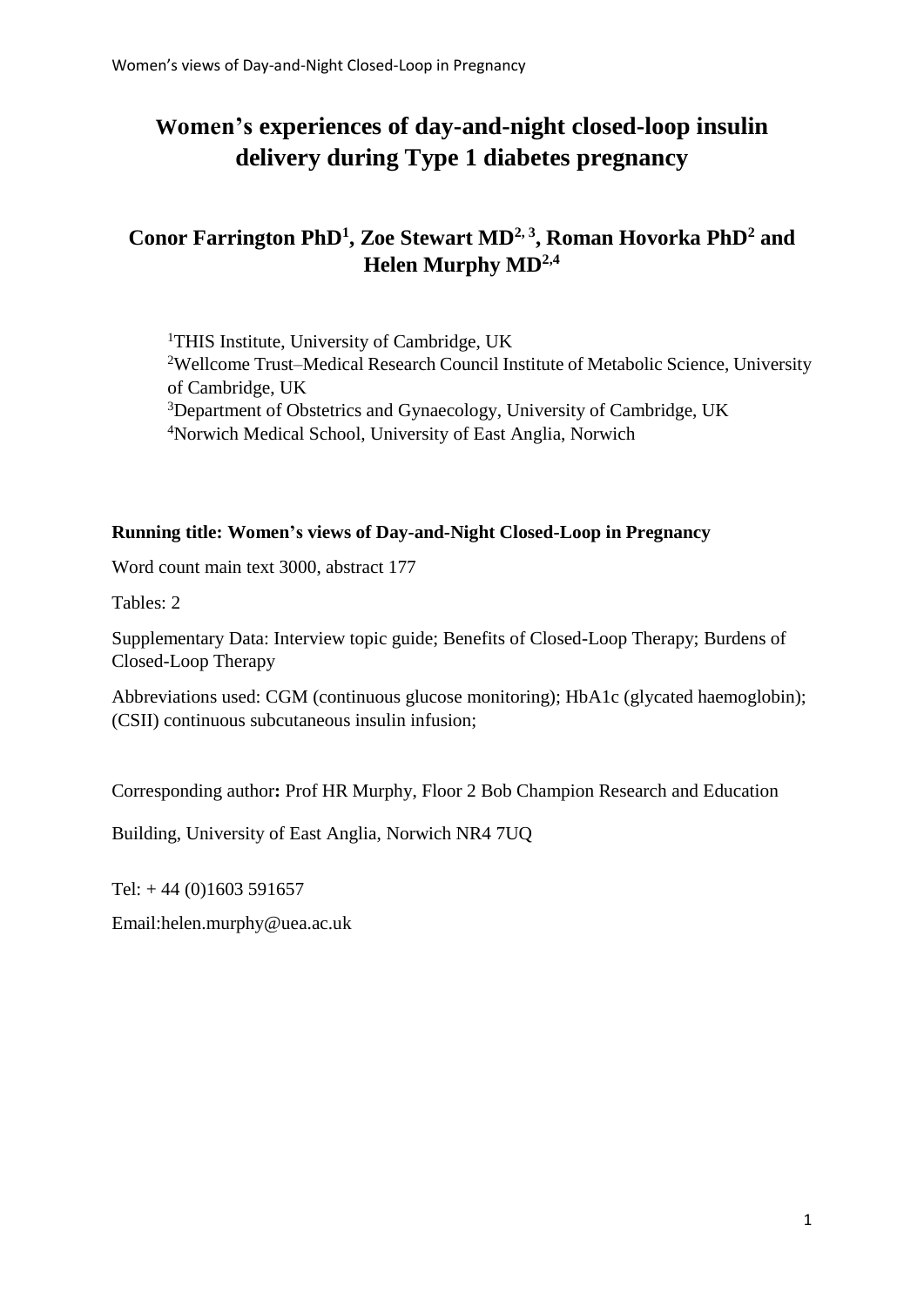# Women's experiences of day-and-night closed-loop insulin delivery during Type 1 diabetes pregnancy

## Conor Farrington PhD[1], Zoe Stewart MD[2, 3], Roman Hovorka PhD[2] and Helen Murphy MD[2,4]

[1]THIS Institute, University of Cambridge, UK
[2]Wellcome Trust–Medical Research Council Institute of Metabolic Science, University of Cambridge, UK
[3]Department of Obstetrics and Gynaecology, University of Cambridge, UK
[4]Norwich Medical School, University of East Anglia, Norwich

**Running title: Women's views of Day-and-Night Closed-Loop in Pregnancy**

Word count main text 3000, abstract 177

Tables: 2

Supplementary Data: Interview topic guide; Benefits of Closed-Loop Therapy; Burdens of Closed-Loop Therapy

Abbreviations used: CGM (continuous glucose monitoring); HbA1c (glycated haemoglobin); (CSII) continuous subcutaneous insulin infusion;

Corresponding author**:** Prof HR Murphy, Floor 2 Bob Champion Research and Education

Building, University of East Anglia, Norwich NR4 7UQ

Tel: + 44 (0)1603 591657

Email:helen.murphy@uea.ac.uk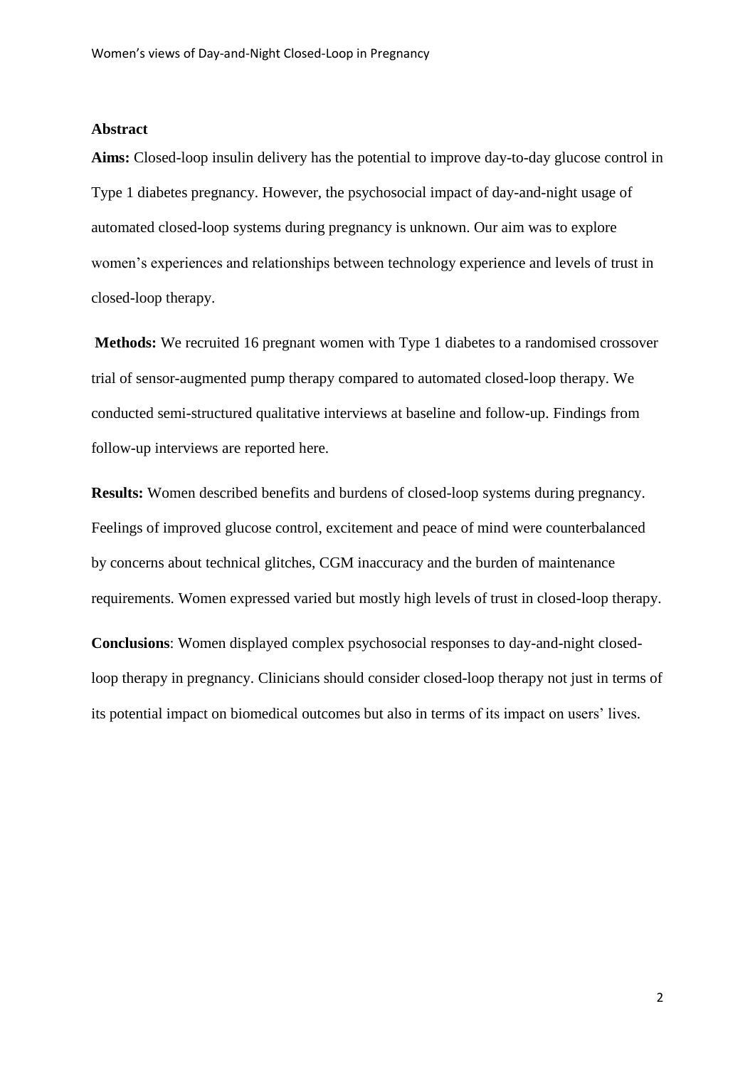## Abstract

**Aims:** Closed-loop insulin delivery has the potential to improve day-to-day glucose control in Type 1 diabetes pregnancy. However, the psychosocial impact of day-and-night usage of automated closed-loop systems during pregnancy is unknown. Our aim was to explore women's experiences and relationships between technology experience and levels of trust in closed-loop therapy.

**Methods:** We recruited 16 pregnant women with Type 1 diabetes to a randomised crossover trial of sensor-augmented pump therapy compared to automated closed-loop therapy. We conducted semi-structured qualitative interviews at baseline and follow-up. Findings from follow-up interviews are reported here.

**Results:** Women described benefits and burdens of closed-loop systems during pregnancy. Feelings of improved glucose control, excitement and peace of mind were counterbalanced by concerns about technical glitches, CGM inaccuracy and the burden of maintenance requirements. Women expressed varied but mostly high levels of trust in closed-loop therapy.

**Conclusions**: Women displayed complex psychosocial responses to day-and-night closed-loop therapy in pregnancy. Clinicians should consider closed-loop therapy not just in terms of its potential impact on biomedical outcomes but also in terms of its impact on users' lives.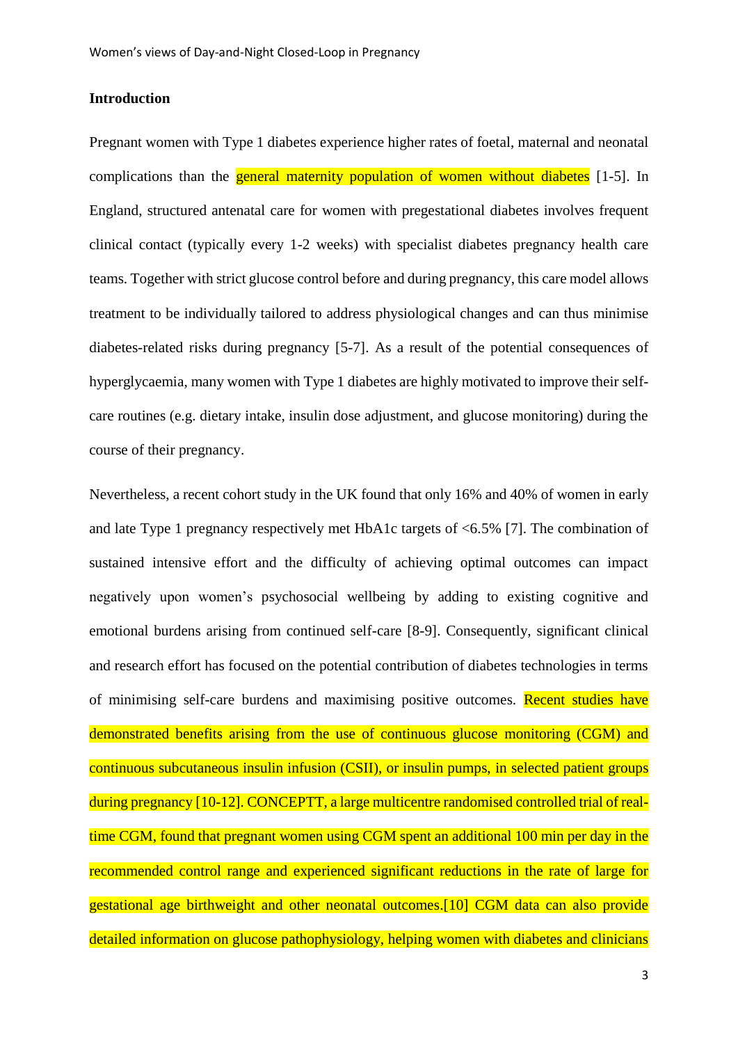## Introduction

Pregnant women with Type 1 diabetes experience higher rates of foetal, maternal and neonatal complications than the general maternity population of women without diabetes [1-5]. In England, structured antenatal care for women with pregestational diabetes involves frequent clinical contact (typically every 1-2 weeks) with specialist diabetes pregnancy health care teams. Together with strict glucose control before and during pregnancy, this care model allows treatment to be individually tailored to address physiological changes and can thus minimise diabetes-related risks during pregnancy [5-7]. As a result of the potential consequences of hyperglycaemia, many women with Type 1 diabetes are highly motivated to improve their self-care routines (e.g. dietary intake, insulin dose adjustment, and glucose monitoring) during the course of their pregnancy.

Nevertheless, a recent cohort study in the UK found that only 16% and 40% of women in early and late Type 1 pregnancy respectively met HbA1c targets of <6.5% [7]. The combination of sustained intensive effort and the difficulty of achieving optimal outcomes can impact negatively upon women's psychosocial wellbeing by adding to existing cognitive and emotional burdens arising from continued self-care [8-9]. Consequently, significant clinical and research effort has focused on the potential contribution of diabetes technologies in terms of minimising self-care burdens and maximising positive outcomes. Recent studies have demonstrated benefits arising from the use of continuous glucose monitoring (CGM) and continuous subcutaneous insulin infusion (CSII), or insulin pumps, in selected patient groups during pregnancy [10-12]. CONCEPTT, a large multicentre randomised controlled trial of real-time CGM, found that pregnant women using CGM spent an additional 100 min per day in the recommended control range and experienced significant reductions in the rate of large for gestational age birthweight and other neonatal outcomes.[10] CGM data can also provide detailed information on glucose pathophysiology, helping women with diabetes and clinicians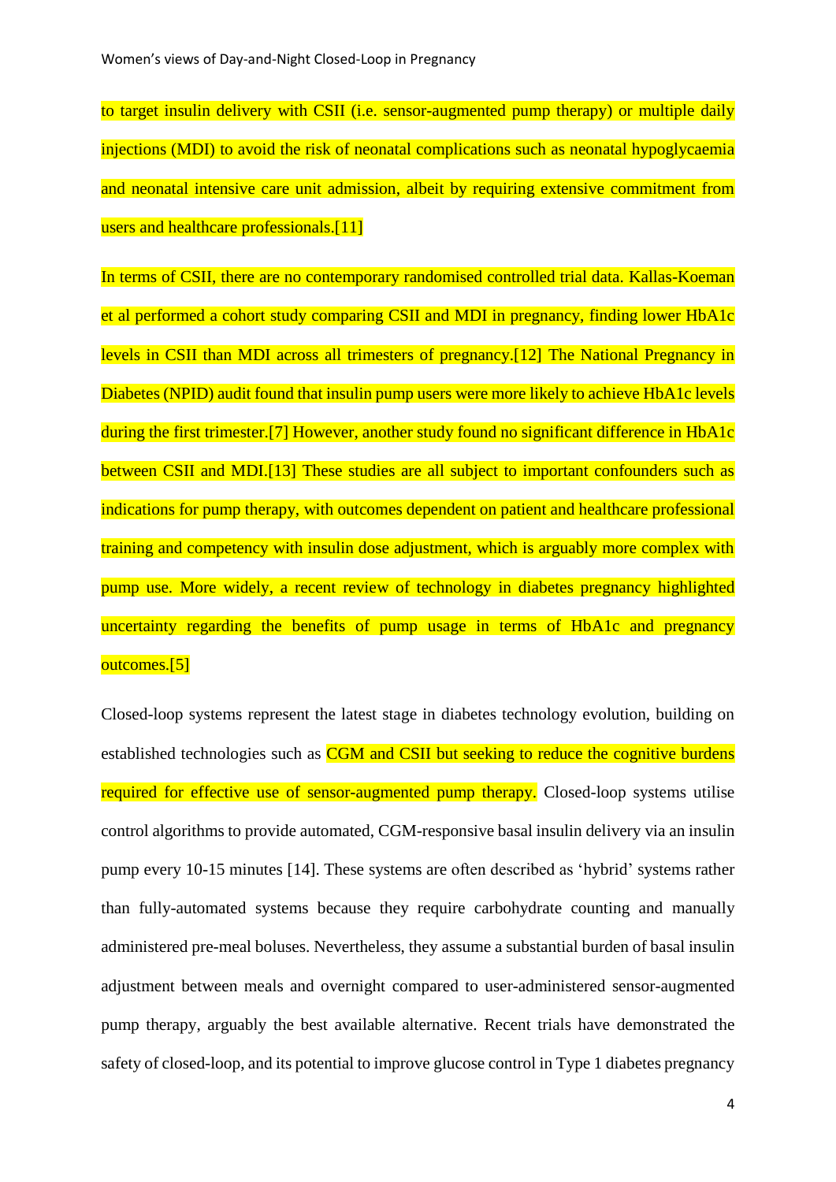to target insulin delivery with CSII (i.e. sensor-augmented pump therapy) or multiple daily injections (MDI) to avoid the risk of neonatal complications such as neonatal hypoglycaemia and neonatal intensive care unit admission, albeit by requiring extensive commitment from users and healthcare professionals.[11]

In terms of CSII, there are no contemporary randomised controlled trial data. Kallas-Koeman et al performed a cohort study comparing CSII and MDI in pregnancy, finding lower HbA1c levels in CSII than MDI across all trimesters of pregnancy.[12] The National Pregnancy in Diabetes (NPID) audit found that insulin pump users were more likely to achieve HbA1c levels during the first trimester.[7] However, another study found no significant difference in HbA1c between CSII and MDI.[13] These studies are all subject to important confounders such as indications for pump therapy, with outcomes dependent on patient and healthcare professional training and competency with insulin dose adjustment, which is arguably more complex with pump use. More widely, a recent review of technology in diabetes pregnancy highlighted uncertainty regarding the benefits of pump usage in terms of HbA1c and pregnancy outcomes.[5]

Closed-loop systems represent the latest stage in diabetes technology evolution, building on established technologies such as CGM and CSII but seeking to reduce the cognitive burdens required for effective use of sensor-augmented pump therapy. Closed-loop systems utilise control algorithms to provide automated, CGM-responsive basal insulin delivery via an insulin pump every 10-15 minutes [14]. These systems are often described as 'hybrid' systems rather than fully-automated systems because they require carbohydrate counting and manually administered pre-meal boluses. Nevertheless, they assume a substantial burden of basal insulin adjustment between meals and overnight compared to user-administered sensor-augmented pump therapy, arguably the best available alternative. Recent trials have demonstrated the safety of closed-loop, and its potential to improve glucose control in Type 1 diabetes pregnancy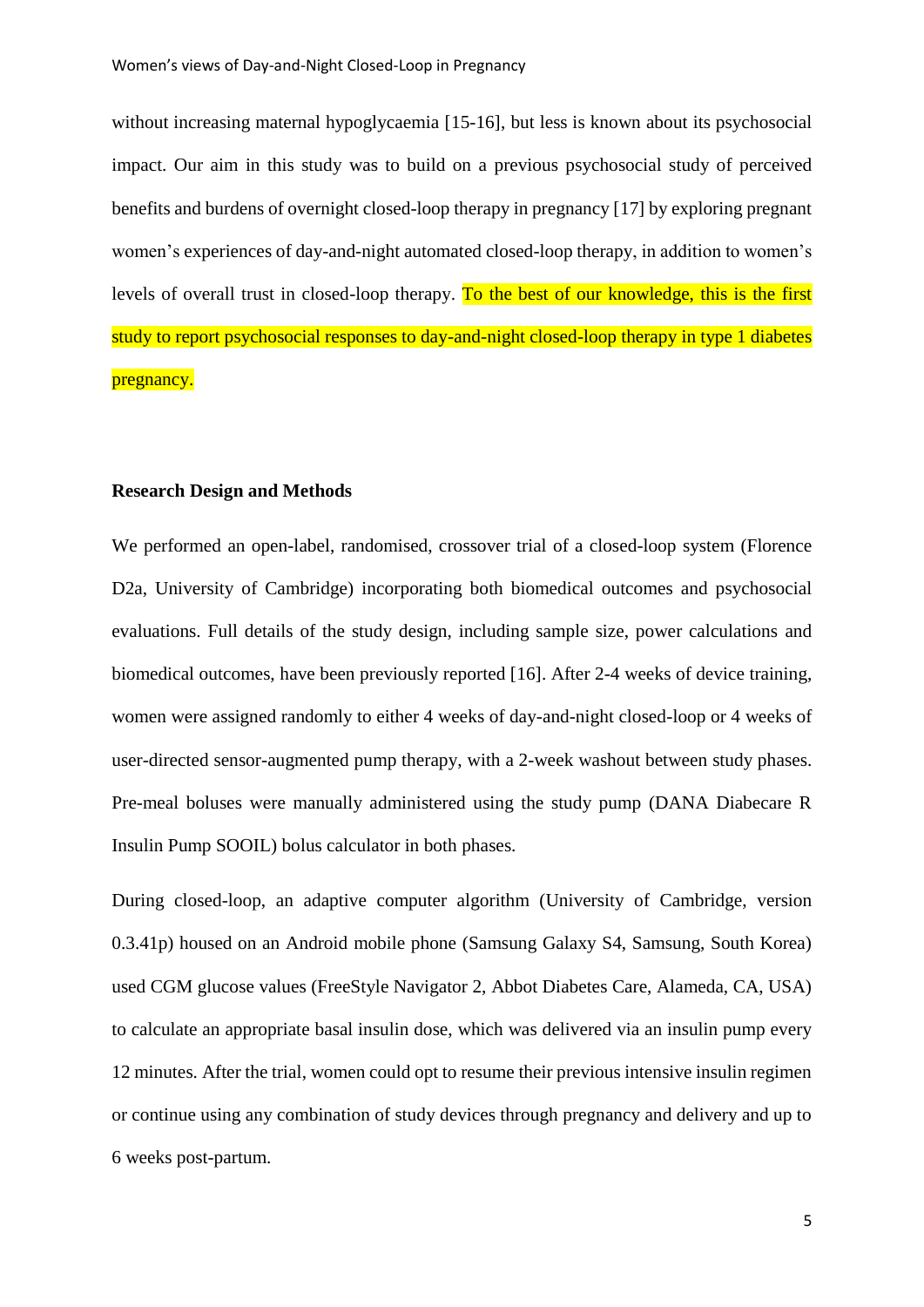without increasing maternal hypoglycaemia [15-16], but less is known about its psychosocial impact. Our aim in this study was to build on a previous psychosocial study of perceived benefits and burdens of overnight closed-loop therapy in pregnancy [17] by exploring pregnant women's experiences of day-and-night automated closed-loop therapy, in addition to women's levels of overall trust in closed-loop therapy. To the best of our knowledge, this is the first study to report psychosocial responses to day-and-night closed-loop therapy in type 1 diabetes pregnancy.

**Research Design and Methods**

We performed an open-label, randomised, crossover trial of a closed-loop system (Florence D2a, University of Cambridge) incorporating both biomedical outcomes and psychosocial evaluations. Full details of the study design, including sample size, power calculations and biomedical outcomes, have been previously reported [16]. After 2-4 weeks of device training, women were assigned randomly to either 4 weeks of day-and-night closed-loop or 4 weeks of user-directed sensor-augmented pump therapy, with a 2-week washout between study phases. Pre-meal boluses were manually administered using the study pump (DANA Diabecare R Insulin Pump SOOIL) bolus calculator in both phases.

During closed-loop, an adaptive computer algorithm (University of Cambridge, version 0.3.41p) housed on an Android mobile phone (Samsung Galaxy S4, Samsung, South Korea) used CGM glucose values (FreeStyle Navigator 2, Abbot Diabetes Care, Alameda, CA, USA) to calculate an appropriate basal insulin dose, which was delivered via an insulin pump every 12 minutes. After the trial, women could opt to resume their previous intensive insulin regimen or continue using any combination of study devices through pregnancy and delivery and up to 6 weeks post-partum.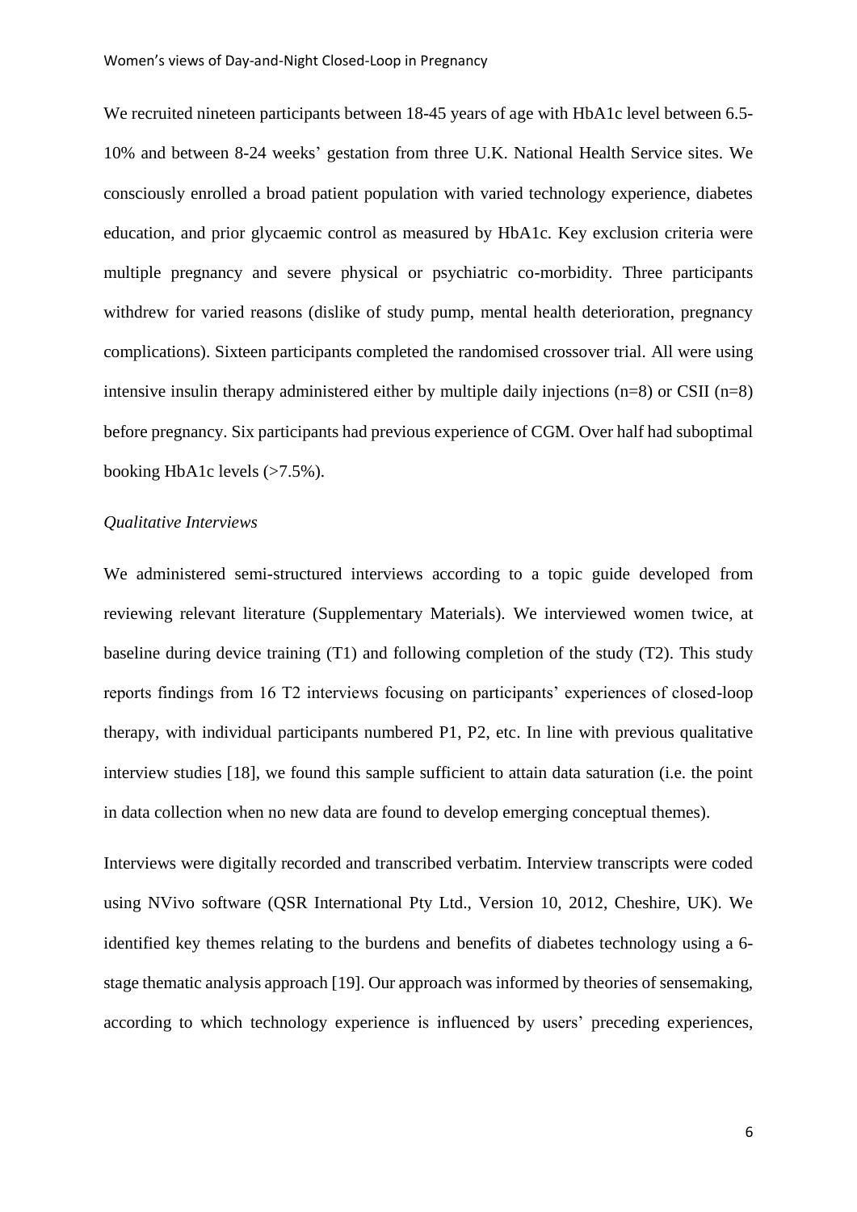We recruited nineteen participants between 18-45 years of age with HbA1c level between 6.5-10% and between 8-24 weeks' gestation from three U.K. National Health Service sites. We consciously enrolled a broad patient population with varied technology experience, diabetes education, and prior glycaemic control as measured by HbA1c. Key exclusion criteria were multiple pregnancy and severe physical or psychiatric co-morbidity. Three participants withdrew for varied reasons (dislike of study pump, mental health deterioration, pregnancy complications). Sixteen participants completed the randomised crossover trial. All were using intensive insulin therapy administered either by multiple daily injections (n=8) or CSII (n=8) before pregnancy. Six participants had previous experience of CGM. Over half had suboptimal booking HbA1c levels (>7.5%).

*Qualitative Interviews*

We administered semi-structured interviews according to a topic guide developed from reviewing relevant literature (Supplementary Materials). We interviewed women twice, at baseline during device training (T1) and following completion of the study (T2). This study reports findings from 16 T2 interviews focusing on participants' experiences of closed-loop therapy, with individual participants numbered P1, P2, etc. In line with previous qualitative interview studies [18], we found this sample sufficient to attain data saturation (i.e. the point in data collection when no new data are found to develop emerging conceptual themes).

Interviews were digitally recorded and transcribed verbatim. Interview transcripts were coded using NVivo software (QSR International Pty Ltd., Version 10, 2012, Cheshire, UK). We identified key themes relating to the burdens and benefits of diabetes technology using a 6-stage thematic analysis approach [19]. Our approach was informed by theories of sensemaking, according to which technology experience is influenced by users' preceding experiences,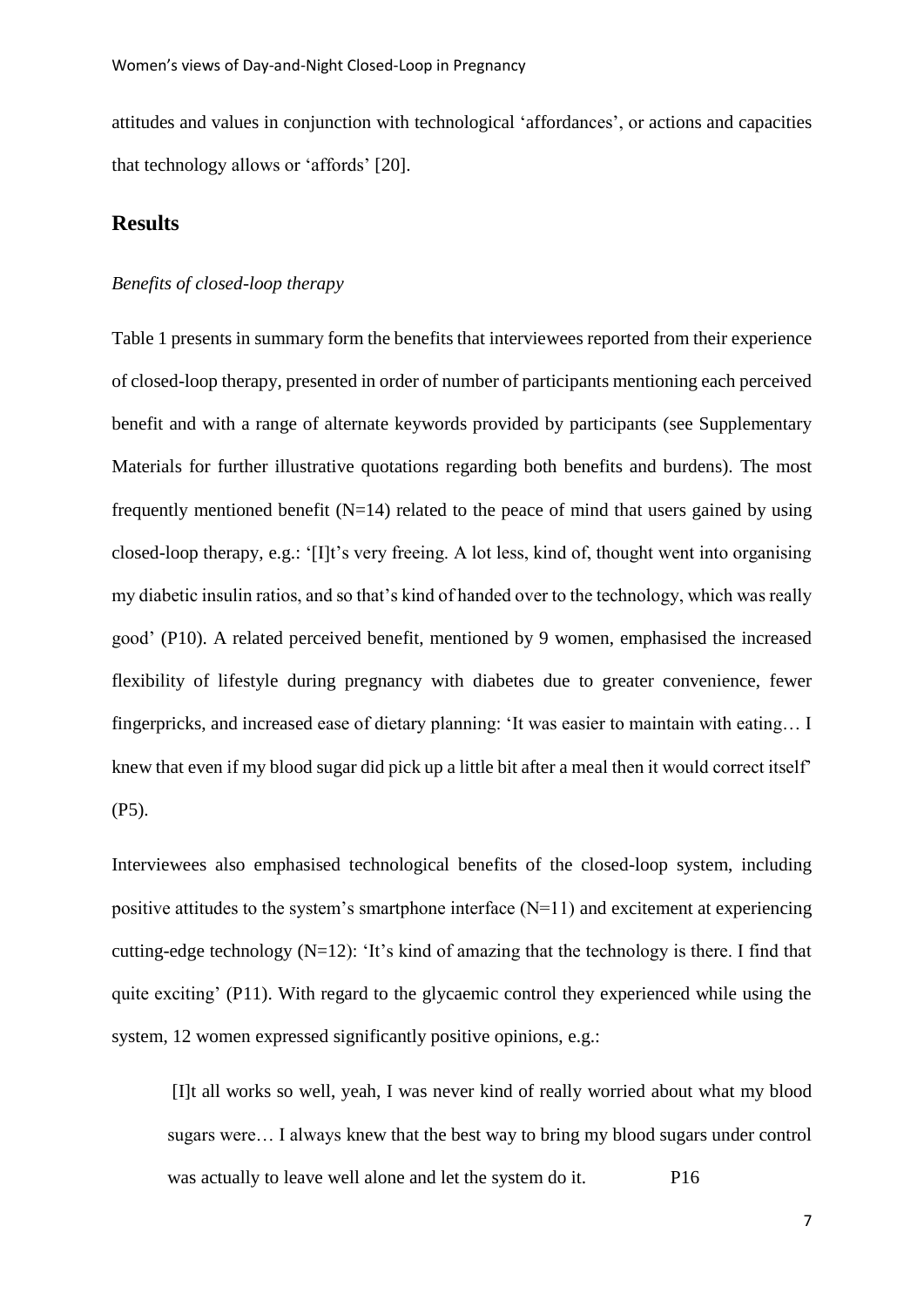attitudes and values in conjunction with technological 'affordances', or actions and capacities that technology allows or 'affords' [20].

## Results

*Benefits of closed-loop therapy*

Table 1 presents in summary form the benefits that interviewees reported from their experience of closed-loop therapy, presented in order of number of participants mentioning each perceived benefit and with a range of alternate keywords provided by participants (see Supplementary Materials for further illustrative quotations regarding both benefits and burdens). The most frequently mentioned benefit (N=14) related to the peace of mind that users gained by using closed-loop therapy, e.g.: '[I]t's very freeing. A lot less, kind of, thought went into organising my diabetic insulin ratios, and so that's kind of handed over to the technology, which was really good' (P10). A related perceived benefit, mentioned by 9 women, emphasised the increased flexibility of lifestyle during pregnancy with diabetes due to greater convenience, fewer fingerpricks, and increased ease of dietary planning: 'It was easier to maintain with eating… I knew that even if my blood sugar did pick up a little bit after a meal then it would correct itself' (P5).

Interviewees also emphasised technological benefits of the closed-loop system, including positive attitudes to the system's smartphone interface (N=11) and excitement at experiencing cutting-edge technology (N=12): 'It's kind of amazing that the technology is there. I find that quite exciting' (P11). With regard to the glycaemic control they experienced while using the system, 12 women expressed significantly positive opinions, e.g.:

> [I]t all works so well, yeah, I was never kind of really worried about what my blood sugars were… I always knew that the best way to bring my blood sugars under control was actually to leave well alone and let the system do it. P16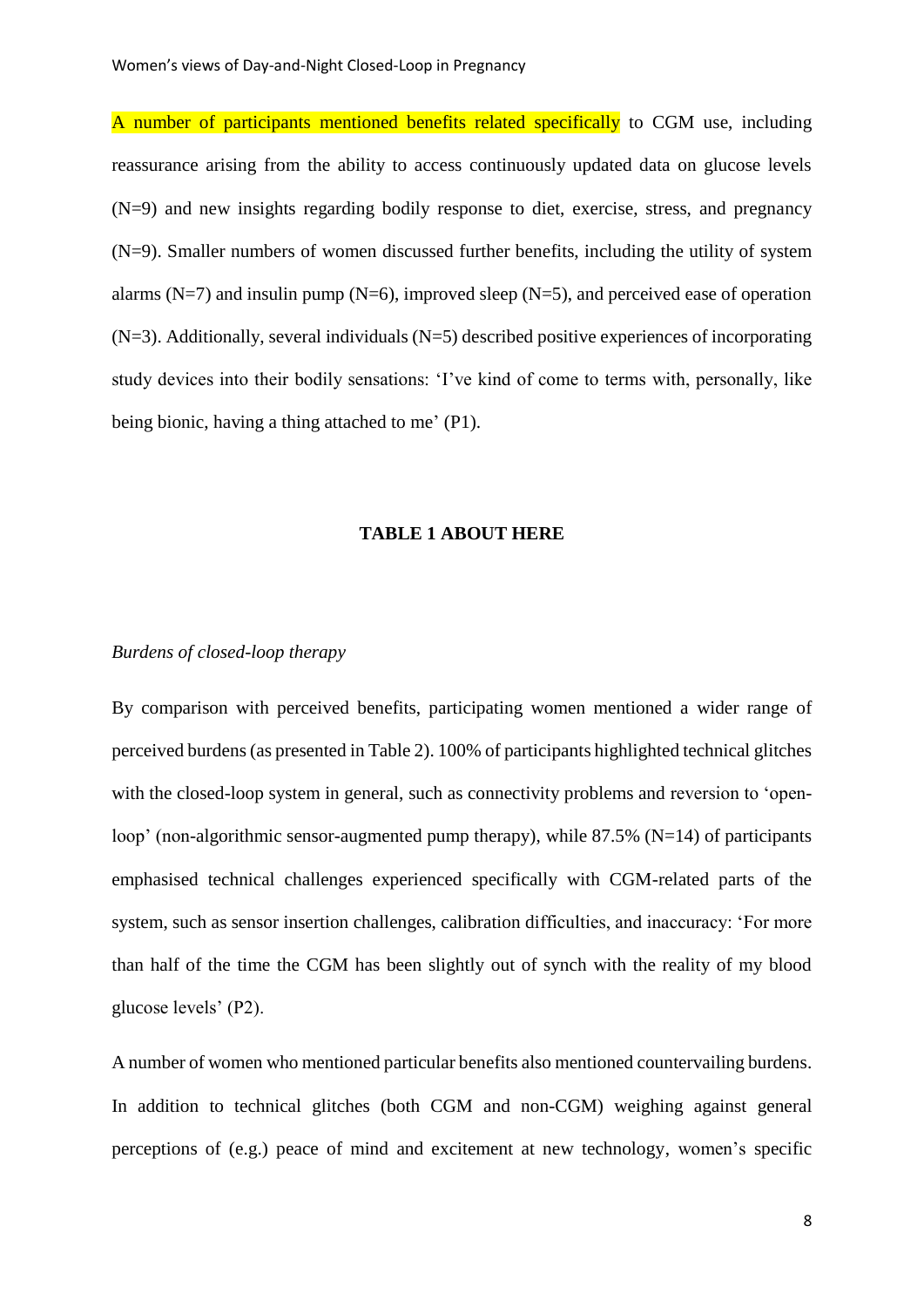A number of participants mentioned benefits related specifically to CGM use, including reassurance arising from the ability to access continuously updated data on glucose levels (N=9) and new insights regarding bodily response to diet, exercise, stress, and pregnancy (N=9). Smaller numbers of women discussed further benefits, including the utility of system alarms (N=7) and insulin pump (N=6), improved sleep (N=5), and perceived ease of operation (N=3). Additionally, several individuals (N=5) described positive experiences of incorporating study devices into their bodily sensations: 'I've kind of come to terms with, personally, like being bionic, having a thing attached to me' (P1).

**TABLE 1 ABOUT HERE**

*Burdens of closed-loop therapy*

By comparison with perceived benefits, participating women mentioned a wider range of perceived burdens (as presented in Table 2). 100% of participants highlighted technical glitches with the closed-loop system in general, such as connectivity problems and reversion to 'open-loop' (non-algorithmic sensor-augmented pump therapy), while 87.5% (N=14) of participants emphasised technical challenges experienced specifically with CGM-related parts of the system, such as sensor insertion challenges, calibration difficulties, and inaccuracy: 'For more than half of the time the CGM has been slightly out of synch with the reality of my blood glucose levels' (P2).

A number of women who mentioned particular benefits also mentioned countervailing burdens. In addition to technical glitches (both CGM and non-CGM) weighing against general perceptions of (e.g.) peace of mind and excitement at new technology, women's specific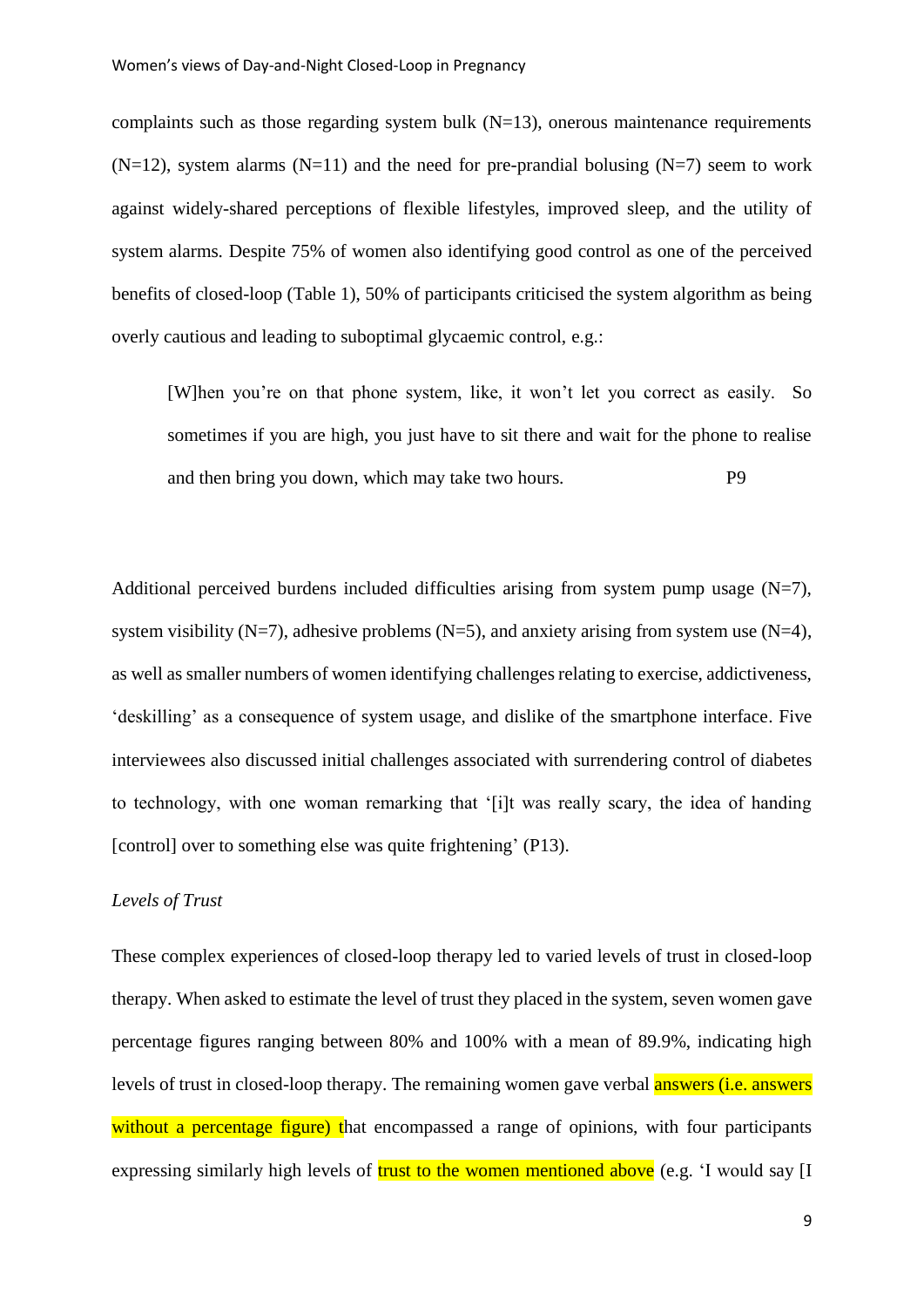complaints such as those regarding system bulk (N=13), onerous maintenance requirements (N=12), system alarms (N=11) and the need for pre-prandial bolusing (N=7) seem to work against widely-shared perceptions of flexible lifestyles, improved sleep, and the utility of system alarms. Despite 75% of women also identifying good control as one of the perceived benefits of closed-loop (Table 1), 50% of participants criticised the system algorithm as being overly cautious and leading to suboptimal glycaemic control, e.g.:

> [W]hen you're on that phone system, like, it won't let you correct as easily. So sometimes if you are high, you just have to sit there and wait for the phone to realise and then bring you down, which may take two hours. P9

Additional perceived burdens included difficulties arising from system pump usage (N=7), system visibility (N=7), adhesive problems (N=5), and anxiety arising from system use (N=4), as well as smaller numbers of women identifying challenges relating to exercise, addictiveness, 'deskilling' as a consequence of system usage, and dislike of the smartphone interface. Five interviewees also discussed initial challenges associated with surrendering control of diabetes to technology, with one woman remarking that '[i]t was really scary, the idea of handing [control] over to something else was quite frightening' (P13).

*Levels of Trust*

These complex experiences of closed-loop therapy led to varied levels of trust in closed-loop therapy. When asked to estimate the level of trust they placed in the system, seven women gave percentage figures ranging between 80% and 100% with a mean of 89.9%, indicating high levels of trust in closed-loop therapy. The remaining women gave verbal answers (i.e. answers without a percentage figure) that encompassed a range of opinions, with four participants expressing similarly high levels of trust to the women mentioned above (e.g. 'I would say [I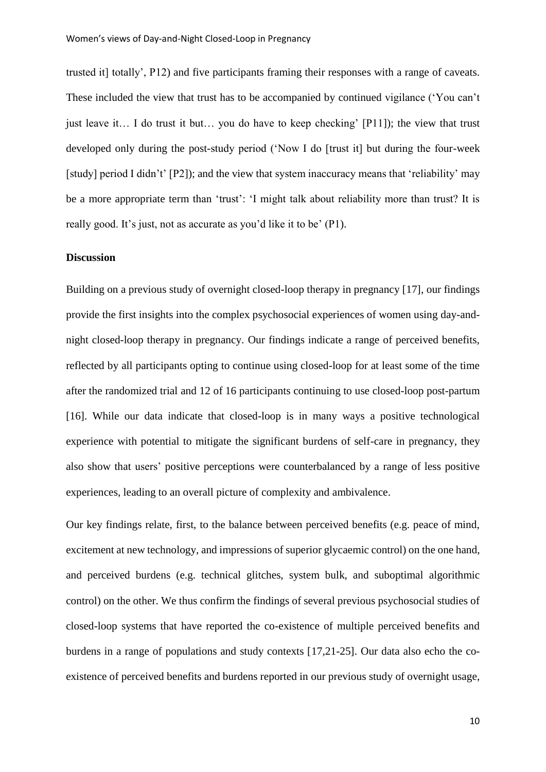trusted it] totally', P12) and five participants framing their responses with a range of caveats. These included the view that trust has to be accompanied by continued vigilance ('You can't just leave it… I do trust it but… you do have to keep checking' [P11]); the view that trust developed only during the post-study period ('Now I do [trust it] but during the four-week [study] period I didn't' [P2]); and the view that system inaccuracy means that 'reliability' may be a more appropriate term than 'trust': 'I might talk about reliability more than trust? It is really good. It's just, not as accurate as you'd like it to be' (P1).

**Discussion**

Building on a previous study of overnight closed-loop therapy in pregnancy [17], our findings provide the first insights into the complex psychosocial experiences of women using day-and-night closed-loop therapy in pregnancy. Our findings indicate a range of perceived benefits, reflected by all participants opting to continue using closed-loop for at least some of the time after the randomized trial and 12 of 16 participants continuing to use closed-loop post-partum [16]. While our data indicate that closed-loop is in many ways a positive technological experience with potential to mitigate the significant burdens of self-care in pregnancy, they also show that users' positive perceptions were counterbalanced by a range of less positive experiences, leading to an overall picture of complexity and ambivalence.

Our key findings relate, first, to the balance between perceived benefits (e.g. peace of mind, excitement at new technology, and impressions of superior glycaemic control) on the one hand, and perceived burdens (e.g. technical glitches, system bulk, and suboptimal algorithmic control) on the other. We thus confirm the findings of several previous psychosocial studies of closed-loop systems that have reported the co-existence of multiple perceived benefits and burdens in a range of populations and study contexts [17,21-25]. Our data also echo the co-existence of perceived benefits and burdens reported in our previous study of overnight usage,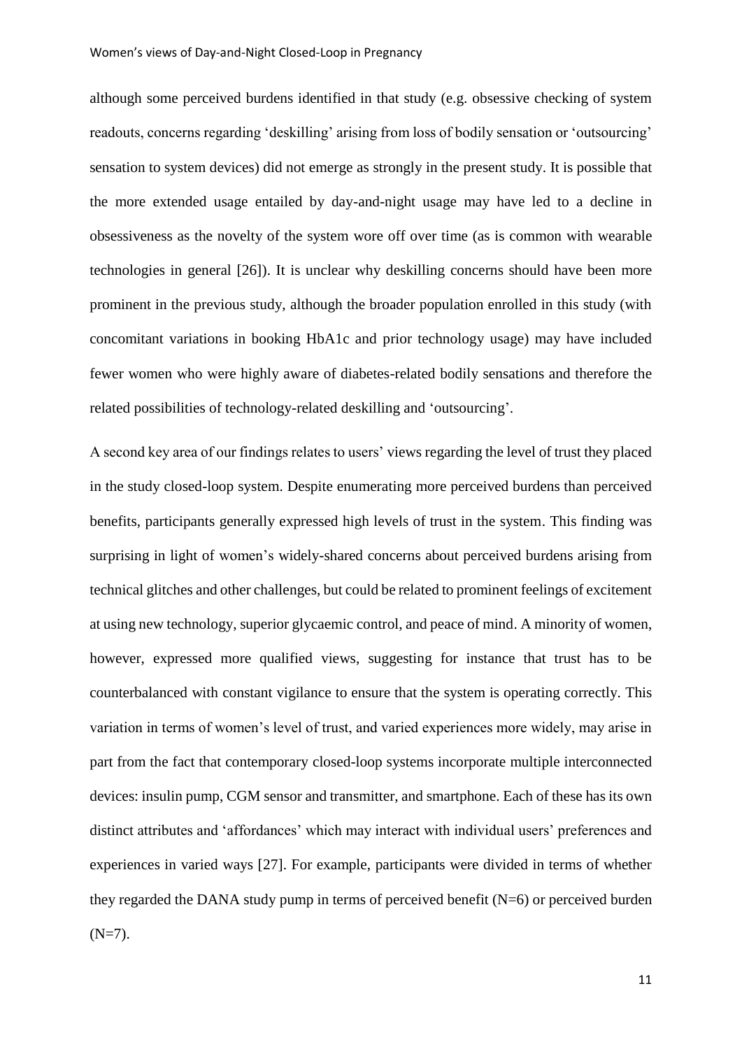although some perceived burdens identified in that study (e.g. obsessive checking of system readouts, concerns regarding 'deskilling' arising from loss of bodily sensation or 'outsourcing' sensation to system devices) did not emerge as strongly in the present study. It is possible that the more extended usage entailed by day-and-night usage may have led to a decline in obsessiveness as the novelty of the system wore off over time (as is common with wearable technologies in general [26]). It is unclear why deskilling concerns should have been more prominent in the previous study, although the broader population enrolled in this study (with concomitant variations in booking HbA1c and prior technology usage) may have included fewer women who were highly aware of diabetes-related bodily sensations and therefore the related possibilities of technology-related deskilling and 'outsourcing'.

A second key area of our findings relates to users' views regarding the level of trust they placed in the study closed-loop system. Despite enumerating more perceived burdens than perceived benefits, participants generally expressed high levels of trust in the system. This finding was surprising in light of women's widely-shared concerns about perceived burdens arising from technical glitches and other challenges, but could be related to prominent feelings of excitement at using new technology, superior glycaemic control, and peace of mind. A minority of women, however, expressed more qualified views, suggesting for instance that trust has to be counterbalanced with constant vigilance to ensure that the system is operating correctly. This variation in terms of women's level of trust, and varied experiences more widely, may arise in part from the fact that contemporary closed-loop systems incorporate multiple interconnected devices: insulin pump, CGM sensor and transmitter, and smartphone. Each of these has its own distinct attributes and 'affordances' which may interact with individual users' preferences and experiences in varied ways [27]. For example, participants were divided in terms of whether they regarded the DANA study pump in terms of perceived benefit (N=6) or perceived burden (N=7).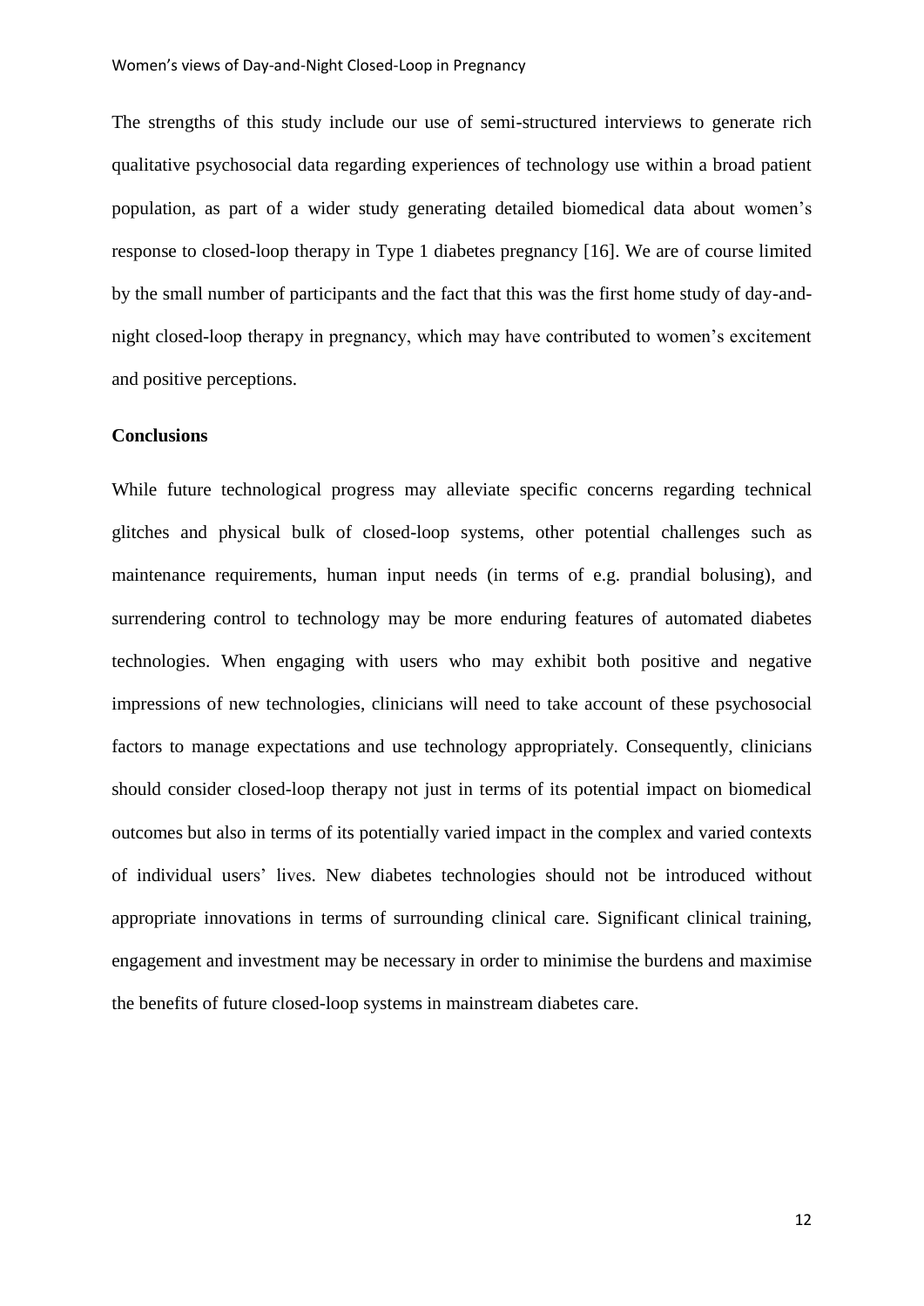The strengths of this study include our use of semi-structured interviews to generate rich qualitative psychosocial data regarding experiences of technology use within a broad patient population, as part of a wider study generating detailed biomedical data about women's response to closed-loop therapy in Type 1 diabetes pregnancy [16]. We are of course limited by the small number of participants and the fact that this was the first home study of day-and-night closed-loop therapy in pregnancy, which may have contributed to women's excitement and positive perceptions.

## Conclusions

While future technological progress may alleviate specific concerns regarding technical glitches and physical bulk of closed-loop systems, other potential challenges such as maintenance requirements, human input needs (in terms of e.g. prandial bolusing), and surrendering control to technology may be more enduring features of automated diabetes technologies. When engaging with users who may exhibit both positive and negative impressions of new technologies, clinicians will need to take account of these psychosocial factors to manage expectations and use technology appropriately. Consequently, clinicians should consider closed-loop therapy not just in terms of its potential impact on biomedical outcomes but also in terms of its potentially varied impact in the complex and varied contexts of individual users' lives. New diabetes technologies should not be introduced without appropriate innovations in terms of surrounding clinical care. Significant clinical training, engagement and investment may be necessary in order to minimise the burdens and maximise the benefits of future closed-loop systems in mainstream diabetes care.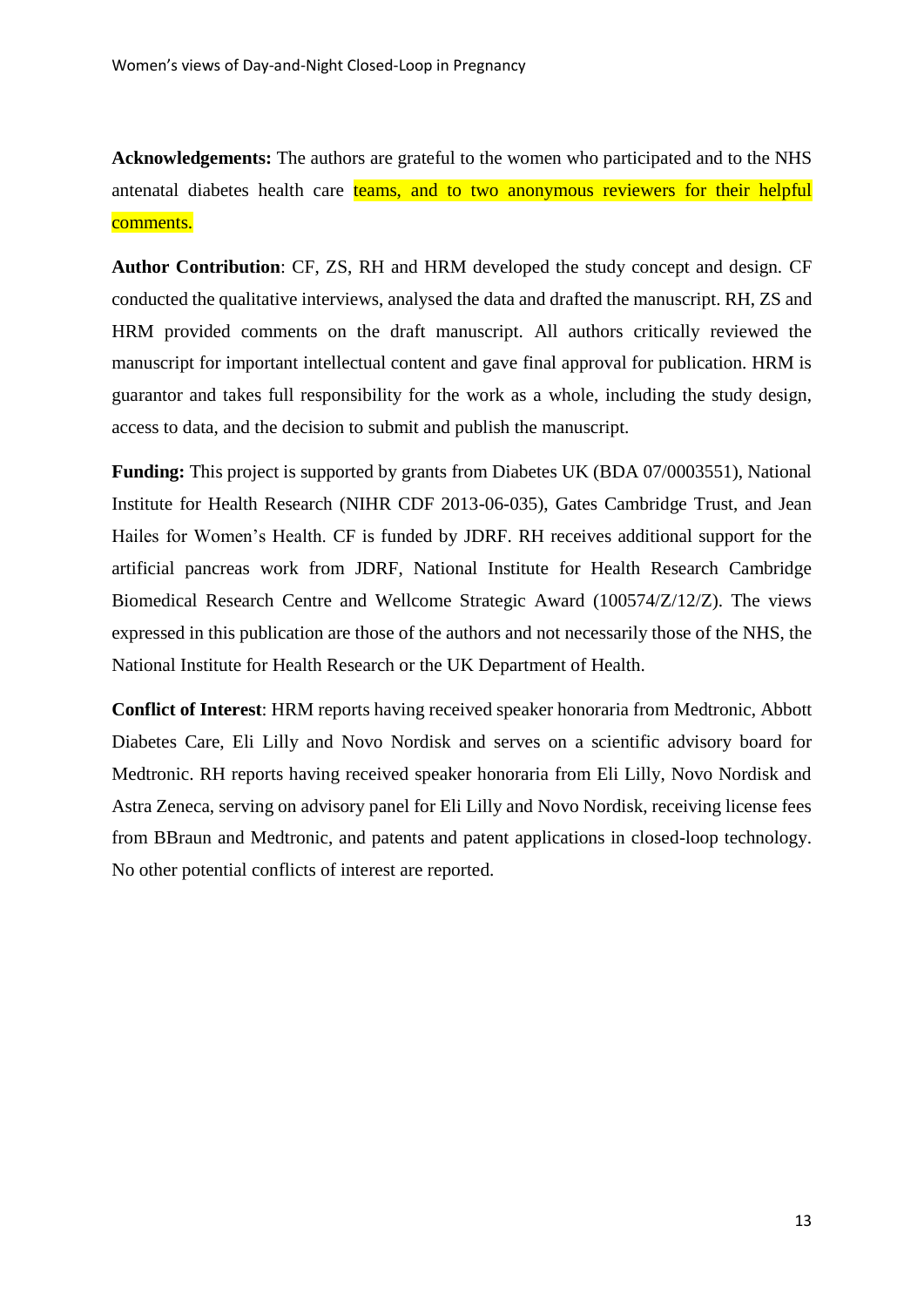**Acknowledgements:** The authors are grateful to the women who participated and to the NHS antenatal diabetes health care teams, and to two anonymous reviewers for their helpful comments.

**Author Contribution**: CF, ZS, RH and HRM developed the study concept and design. CF conducted the qualitative interviews, analysed the data and drafted the manuscript. RH, ZS and HRM provided comments on the draft manuscript. All authors critically reviewed the manuscript for important intellectual content and gave final approval for publication. HRM is guarantor and takes full responsibility for the work as a whole, including the study design, access to data, and the decision to submit and publish the manuscript.

**Funding:** This project is supported by grants from Diabetes UK (BDA 07/0003551), National Institute for Health Research (NIHR CDF 2013-06-035), Gates Cambridge Trust, and Jean Hailes for Women's Health. CF is funded by JDRF. RH receives additional support for the artificial pancreas work from JDRF, National Institute for Health Research Cambridge Biomedical Research Centre and Wellcome Strategic Award (100574/Z/12/Z). The views expressed in this publication are those of the authors and not necessarily those of the NHS, the National Institute for Health Research or the UK Department of Health.

**Conflict of Interest**: HRM reports having received speaker honoraria from Medtronic, Abbott Diabetes Care, Eli Lilly and Novo Nordisk and serves on a scientific advisory board for Medtronic. RH reports having received speaker honoraria from Eli Lilly, Novo Nordisk and Astra Zeneca, serving on advisory panel for Eli Lilly and Novo Nordisk, receiving license fees from BBraun and Medtronic, and patents and patent applications in closed-loop technology. No other potential conflicts of interest are reported.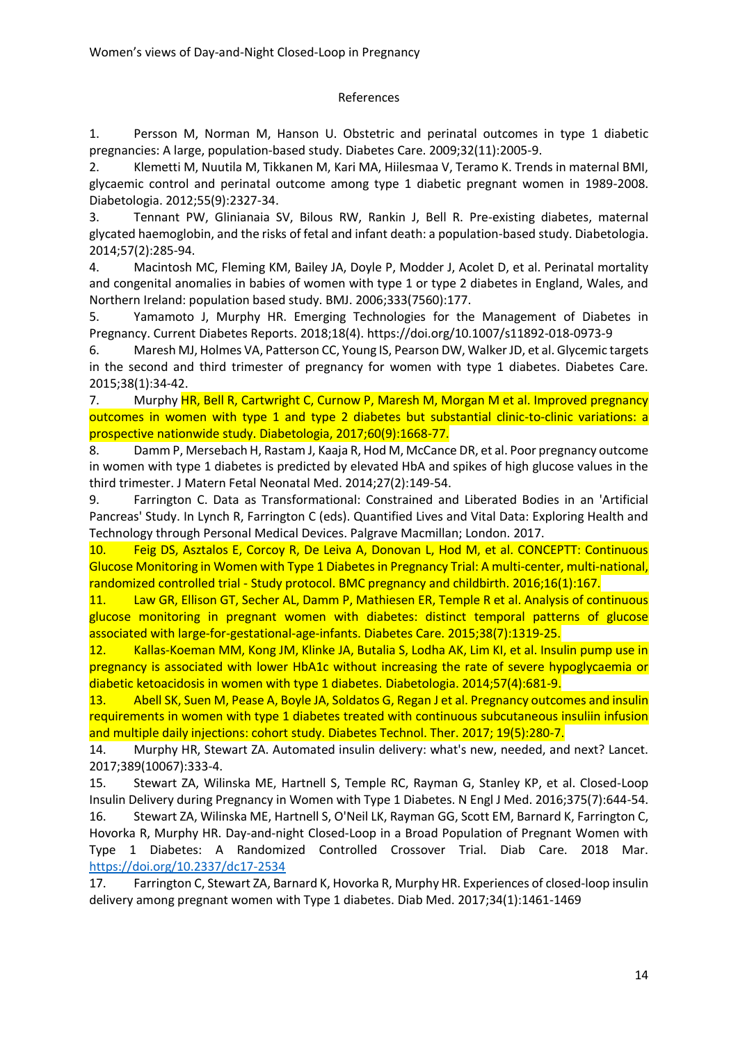## References

1. Persson M, Norman M, Hanson U. Obstetric and perinatal outcomes in type 1 diabetic pregnancies: A large, population-based study. Diabetes Care. 2009;32(11):2005-9.
2. Klemetti M, Nuutila M, Tikkanen M, Kari MA, Hiilesmaa V, Teramo K. Trends in maternal BMI, glycaemic control and perinatal outcome among type 1 diabetic pregnant women in 1989-2008. Diabetologia. 2012;55(9):2327-34.
3. Tennant PW, Glinianaia SV, Bilous RW, Rankin J, Bell R. Pre-existing diabetes, maternal glycated haemoglobin, and the risks of fetal and infant death: a population-based study. Diabetologia. 2014;57(2):285-94.
4. Macintosh MC, Fleming KM, Bailey JA, Doyle P, Modder J, Acolet D, et al. Perinatal mortality and congenital anomalies in babies of women with type 1 or type 2 diabetes in England, Wales, and Northern Ireland: population based study. BMJ. 2006;333(7560):177.
5. Yamamoto J, Murphy HR. Emerging Technologies for the Management of Diabetes in Pregnancy. Current Diabetes Reports. 2018;18(4). https://doi.org/10.1007/s11892-018-0973-9
6. Maresh MJ, Holmes VA, Patterson CC, Young IS, Pearson DW, Walker JD, et al. Glycemic targets in the second and third trimester of pregnancy for women with type 1 diabetes. Diabetes Care. 2015;38(1):34-42.
7. Murphy HR, Bell R, Cartwright C, Curnow P, Maresh M, Morgan M et al. Improved pregnancy outcomes in women with type 1 and type 2 diabetes but substantial clinic-to-clinic variations: a prospective nationwide study. Diabetologia, 2017;60(9):1668-77.
8. Damm P, Mersebach H, Rastam J, Kaaja R, Hod M, McCance DR, et al. Poor pregnancy outcome in women with type 1 diabetes is predicted by elevated HbA and spikes of high glucose values in the third trimester. J Matern Fetal Neonatal Med. 2014;27(2):149-54.
9. Farrington C. Data as Transformational: Constrained and Liberated Bodies in an 'Artificial Pancreas' Study. In Lynch R, Farrington C (eds). Quantified Lives and Vital Data: Exploring Health and Technology through Personal Medical Devices. Palgrave Macmillan; London. 2017.
10. Feig DS, Asztalos E, Corcoy R, De Leiva A, Donovan L, Hod M, et al. CONCEPTT: Continuous Glucose Monitoring in Women with Type 1 Diabetes in Pregnancy Trial: A multi-center, multi-national, randomized controlled trial - Study protocol. BMC pregnancy and childbirth. 2016;16(1):167.
11. Law GR, Ellison GT, Secher AL, Damm P, Mathiesen ER, Temple R et al. Analysis of continuous glucose monitoring in pregnant women with diabetes: distinct temporal patterns of glucose associated with large-for-gestational-age-infants. Diabetes Care. 2015;38(7):1319-25.
12. Kallas-Koeman MM, Kong JM, Klinke JA, Butalia S, Lodha AK, Lim KI, et al. Insulin pump use in pregnancy is associated with lower HbA1c without increasing the rate of severe hypoglycaemia or diabetic ketoacidosis in women with type 1 diabetes. Diabetologia. 2014;57(4):681-9.
13. Abell SK, Suen M, Pease A, Boyle JA, Soldatos G, Regan J et al. Pregnancy outcomes and insulin requirements in women with type 1 diabetes treated with continuous subcutaneous insuliin infusion and multiple daily injections: cohort study. Diabetes Technol. Ther. 2017; 19(5):280-7.
14. Murphy HR, Stewart ZA. Automated insulin delivery: what's new, needed, and next? Lancet. 2017;389(10067):333-4.
15. Stewart ZA, Wilinska ME, Hartnell S, Temple RC, Rayman G, Stanley KP, et al. Closed-Loop Insulin Delivery during Pregnancy in Women with Type 1 Diabetes. N Engl J Med. 2016;375(7):644-54.
16. Stewart ZA, Wilinska ME, Hartnell S, O'Neil LK, Rayman GG, Scott EM, Barnard K, Farrington C, Hovorka R, Murphy HR. Day-and-night Closed-Loop in a Broad Population of Pregnant Women with Type 1 Diabetes: A Randomized Controlled Crossover Trial. Diab Care. 2018 Mar. https://doi.org/10.2337/dc17-2534
17. Farrington C, Stewart ZA, Barnard K, Hovorka R, Murphy HR. Experiences of closed-loop insulin delivery among pregnant women with Type 1 diabetes. Diab Med. 2017;34(1):1461-1469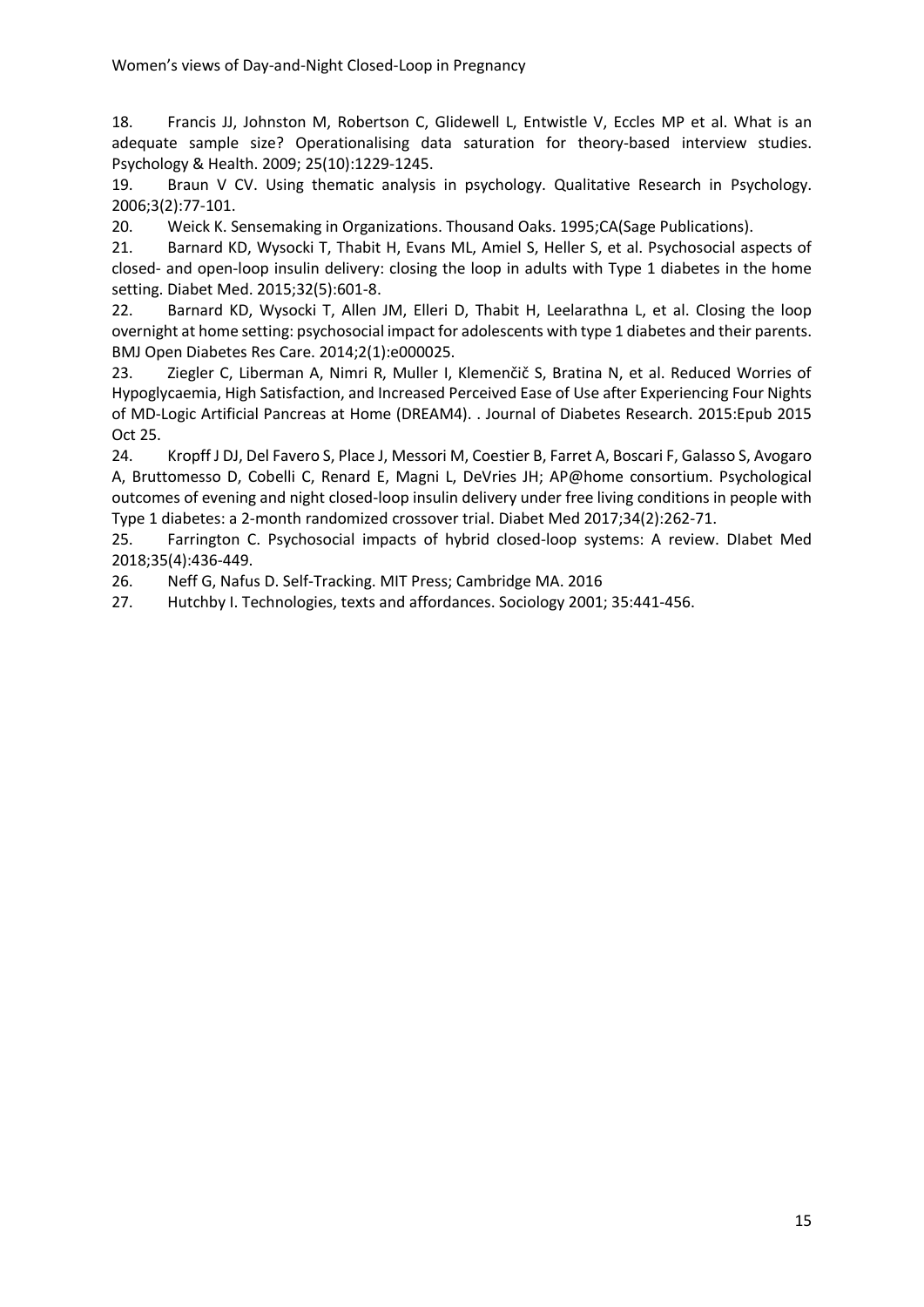18. Francis JJ, Johnston M, Robertson C, Glidewell L, Entwistle V, Eccles MP et al. What is an adequate sample size? Operationalising data saturation for theory-based interview studies. Psychology & Health. 2009; 25(10):1229-1245.

19. Braun V CV. Using thematic analysis in psychology. Qualitative Research in Psychology. 2006;3(2):77-101.

20. Weick K. Sensemaking in Organizations. Thousand Oaks. 1995;CA(Sage Publications).

21. Barnard KD, Wysocki T, Thabit H, Evans ML, Amiel S, Heller S, et al. Psychosocial aspects of closed- and open-loop insulin delivery: closing the loop in adults with Type 1 diabetes in the home setting. Diabet Med. 2015;32(5):601-8.

22. Barnard KD, Wysocki T, Allen JM, Elleri D, Thabit H, Leelarathna L, et al. Closing the loop overnight at home setting: psychosocial impact for adolescents with type 1 diabetes and their parents. BMJ Open Diabetes Res Care. 2014;2(1):e000025.

23. Ziegler C, Liberman A, Nimri R, Muller I, Klemenčič S, Bratina N, et al. Reduced Worries of Hypoglycaemia, High Satisfaction, and Increased Perceived Ease of Use after Experiencing Four Nights of MD-Logic Artificial Pancreas at Home (DREAM4). . Journal of Diabetes Research. 2015:Epub 2015 Oct 25.

24. Kropff J DJ, Del Favero S, Place J, Messori M, Coestier B, Farret A, Boscari F, Galasso S, Avogaro A, Bruttomesso D, Cobelli C, Renard E, Magni L, DeVries JH; AP@home consortium. Psychological outcomes of evening and night closed-loop insulin delivery under free living conditions in people with Type 1 diabetes: a 2-month randomized crossover trial. Diabet Med 2017;34(2):262-71.

25. Farrington C. Psychosocial impacts of hybrid closed-loop systems: A review. DIabet Med 2018;35(4):436-449.

26. Neff G, Nafus D. Self-Tracking. MIT Press; Cambridge MA. 2016

27. Hutchby I. Technologies, texts and affordances. Sociology 2001; 35:441-456.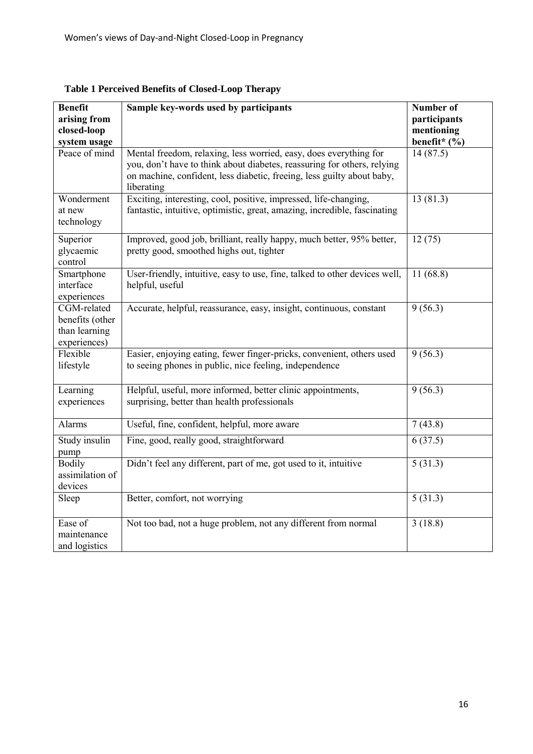**Table 1 Perceived Benefits of Closed-Loop Therapy**

| Benefit arising from closed-loop system usage | Sample key-words used by participants | Number of participants mentioning benefit* (%) |
| --- | --- | --- |
| Peace of mind | Mental freedom, relaxing, less worried, easy, does everything for you, don't have to think about diabetes, reassuring for others, relying on machine, confident, less diabetic, freeing, less guilty about baby, liberating | 14 (87.5) |
| Wonderment at new technology | Exciting, interesting, cool, positive, impressed, life-changing, fantastic, intuitive, optimistic, great, amazing, incredible, fascinating | 13 (81.3) |
| Superior glycaemic control | Improved, good job, brilliant, really happy, much better, 95% better, pretty good, smoothed highs out, tighter | 12 (75) |
| Smartphone interface experiences | User-friendly, intuitive, easy to use, fine, talked to other devices well, helpful, useful | 11 (68.8) |
| CGM-related benefits (other than learning experiences) | Accurate, helpful, reassurance, easy, insight, continuous, constant | 9 (56.3) |
| Flexible lifestyle | Easier, enjoying eating, fewer finger-pricks, convenient, others used to seeing phones in public, nice feeling, independence | 9 (56.3) |
| Learning experiences | Helpful, useful, more informed, better clinic appointments, surprising, better than health professionals | 9 (56.3) |
| Alarms | Useful, fine, confident, helpful, more aware | 7 (43.8) |
| Study insulin pump | Fine, good, really good, straightforward | 6 (37.5) |
| Bodily assimilation of devices | Didn't feel any different, part of me, got used to it, intuitive | 5 (31.3) |
| Sleep | Better, comfort, not worrying | 5 (31.3) |
| Ease of maintenance and logistics | Not too bad, not a huge problem, not any different from normal | 3 (18.8) |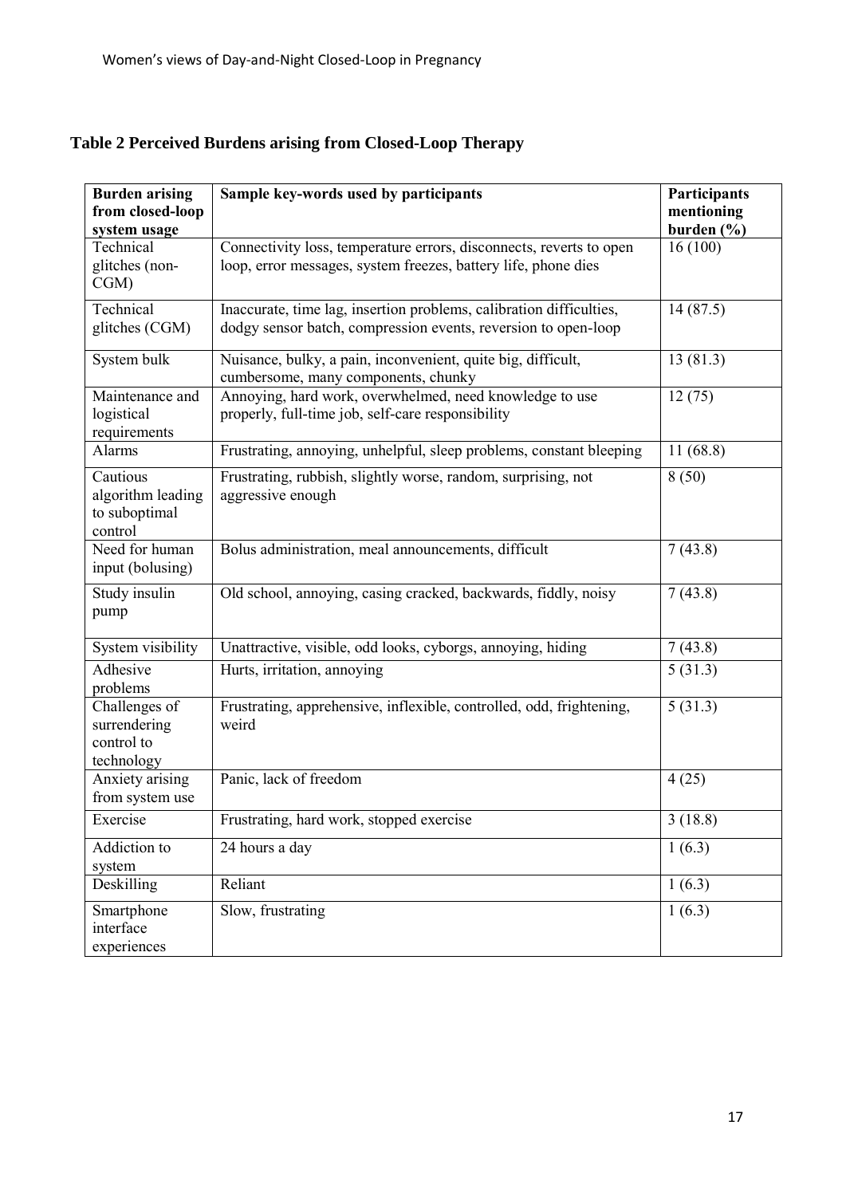**Table 2 Perceived Burdens arising from Closed-Loop Therapy**

| Burden arising from closed-loop system usage | Sample key-words used by participants | Participants mentioning burden (%) |
|---|---|---|
| Technical glitches (non-CGM) | Connectivity loss, temperature errors, disconnects, reverts to open loop, error messages, system freezes, battery life, phone dies | 16 (100) |
| Technical glitches (CGM) | Inaccurate, time lag, insertion problems, calibration difficulties, dodgy sensor batch, compression events, reversion to open-loop | 14 (87.5) |
| System bulk | Nuisance, bulky, a pain, inconvenient, quite big, difficult, cumbersome, many components, chunky | 13 (81.3) |
| Maintenance and logistical requirements | Annoying, hard work, overwhelmed, need knowledge to use properly, full-time job, self-care responsibility | 12 (75) |
| Alarms | Frustrating, annoying, unhelpful, sleep problems, constant bleeping | 11 (68.8) |
| Cautious algorithm leading to suboptimal control | Frustrating, rubbish, slightly worse, random, surprising, not aggressive enough | 8 (50) |
| Need for human input (bolusing) | Bolus administration, meal announcements, difficult | 7 (43.8) |
| Study insulin pump | Old school, annoying, casing cracked, backwards, fiddly, noisy | 7 (43.8) |
| System visibility | Unattractive, visible, odd looks, cyborgs, annoying, hiding | 7 (43.8) |
| Adhesive problems | Hurts, irritation, annoying | 5 (31.3) |
| Challenges of surrendering control to technology | Frustrating, apprehensive, inflexible, controlled, odd, frightening, weird | 5 (31.3) |
| Anxiety arising from system use | Panic, lack of freedom | 4 (25) |
| Exercise | Frustrating, hard work, stopped exercise | 3 (18.8) |
| Addiction to system | 24 hours a day | 1 (6.3) |
| Deskilling | Reliant | 1 (6.3) |
| Smartphone interface experiences | Slow, frustrating | 1 (6.3) |